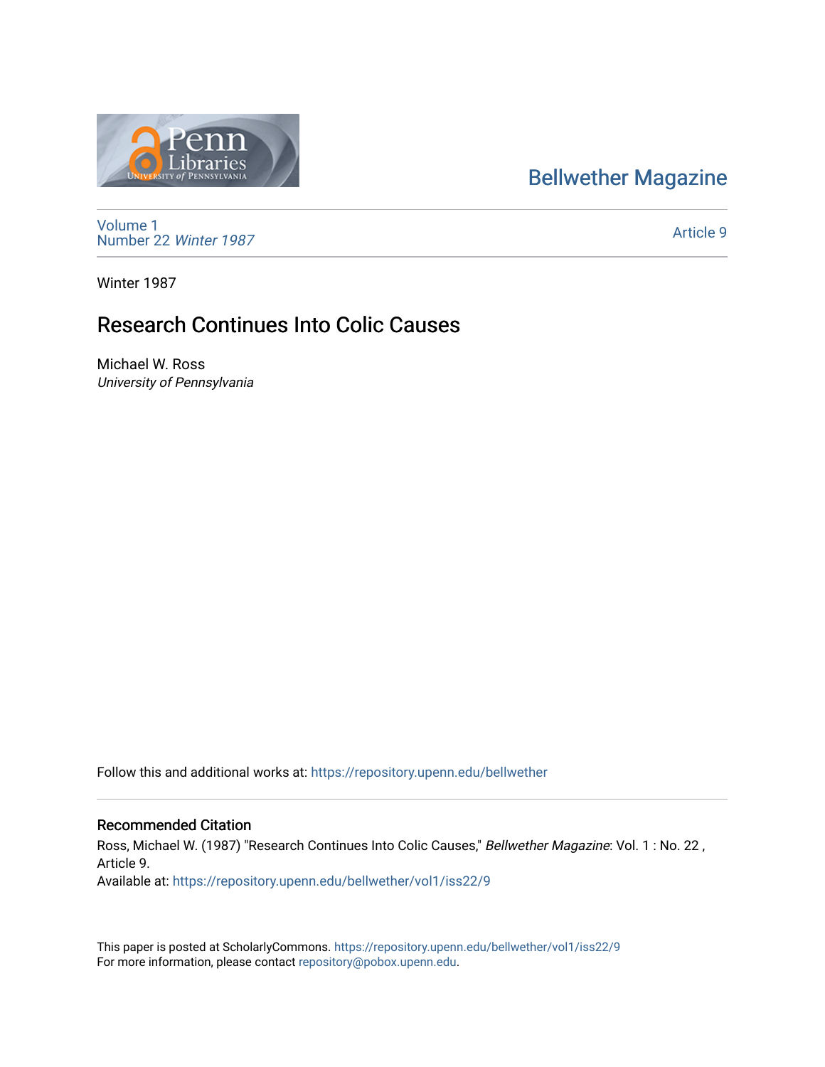Bellwether Magazine

Volume 1
Number 22 *Winter 1987*

Article 9

Winter 1987

# Research Continues Into Colic Causes

Michael W. Ross
*University of Pennsylvania*

Follow this and additional works at: https://repository.upenn.edu/bellwether

## Recommended Citation

Ross, Michael W. (1987) "Research Continues Into Colic Causes," *Bellwether Magazine*: Vol. 1 : No. 22 , Article 9.
Available at: https://repository.upenn.edu/bellwether/vol1/iss22/9

This paper is posted at ScholarlyCommons. https://repository.upenn.edu/bellwether/vol1/iss22/9
For more information, please contact repository@pobox.upenn.edu.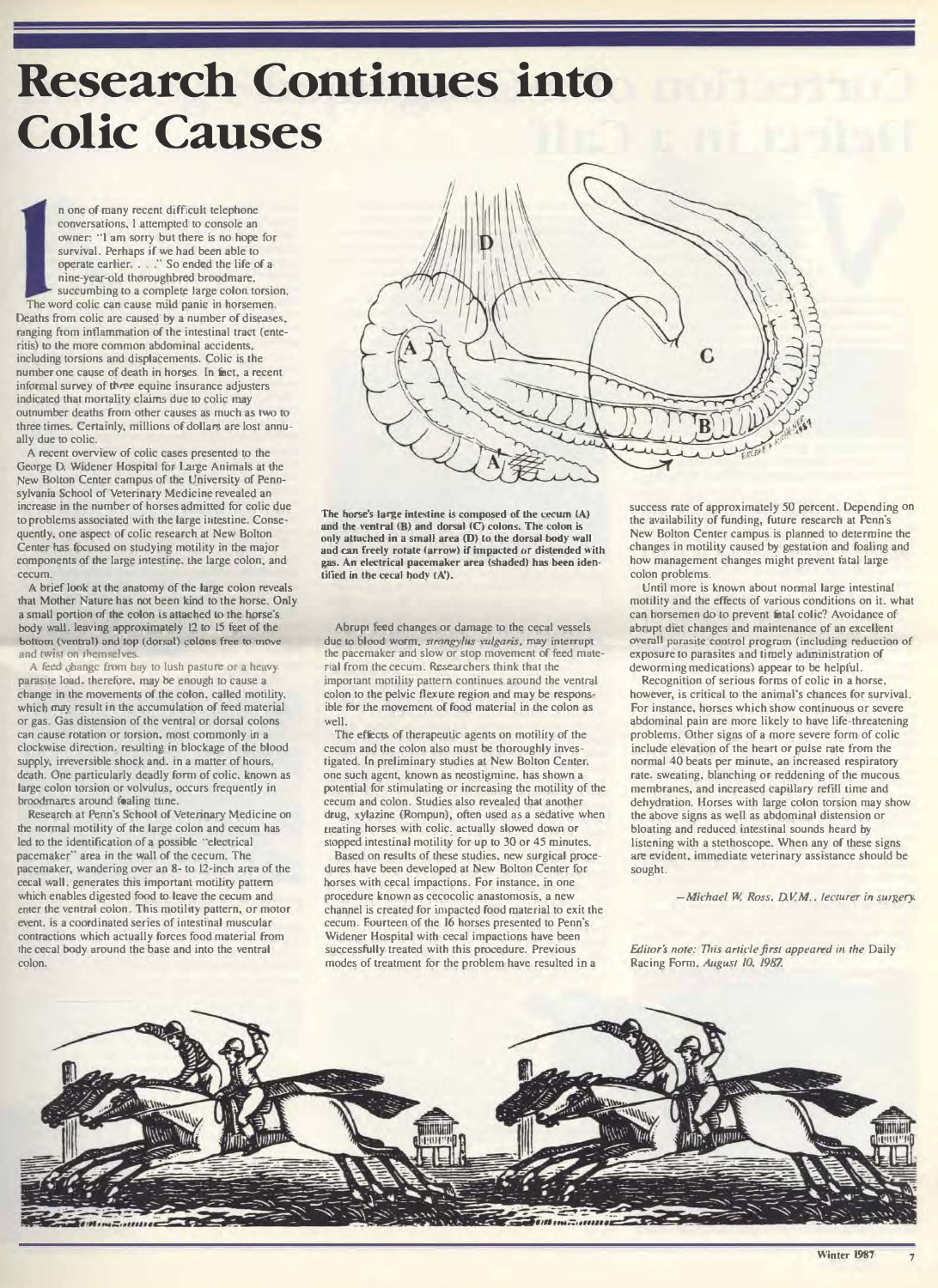# Research Continues into Colic Causes

In one of many recent difficult telephone conversations, I attempted to console an owner: "I am sorry but there is no hope for survival. Perhaps if we had been able to operate earlier. . . ." So ended the life of a nine-year-old thoroughbred broodmare, succumbing to a complete large colon torsion.

The word colic can cause mild panic in horsemen. Deaths from colic are caused by a number of diseases, ranging from inflammation of the intestinal tract (enteritis) to the more common abdominal accidents, including torsions and displacements. Colic is the number one cause of death in horses. In fact, a recent informal survey of three equine insurance adjusters indicated that mortality claims due to colic may outnumber deaths from other causes as much as two to three times. Certainly, millions of dollars are lost annually due to colic.

A recent overview of colic cases presented to the George D. Widener Hospital for Large Animals at the New Bolton Center campus of the University of Pennsylvania School of Veterinary Medicine revealed an increase in the number of horses admitted for colic due to problems associated with the large intestine. Consequently, one aspect of colic research at New Bolton Center has focused on studying motility in the major components of the large intestine, the large colon, and cecum.

A brief look at the anatomy of the large colon reveals that Mother Nature has not been kind to the horse. Only a small portion of the colon is attached to the horse's body wall, leaving approximately 12 to 15 feet of the bottom (ventral) and top (dorsal) colons free to move and twist on themselves.

A feed change from hay to lush pasture or a heavy parasite load, therefore, may be enough to cause a change in the movements of the colon, called motility, which may result in the accumulation of feed material or gas. Gas distension of the ventral or dorsal colons can cause rotation or torsion, most commonly in a clockwise direction, resulting in blockage of the blood supply, irreversible shock and, in a matter of hours, death. One particularly deadly form of colic, known as large colon torsion or volvulus, occurs frequently in broodmares around foaling time.

Research at Penn's School of Veterinary Medicine on the normal motility of the large colon and cecum has led to the identification of a possible "electrical pacemaker" area in the wall of the cecum. The pacemaker, wandering over an 8- to 12-inch area of the cecal wall, generates this important motility pattern which enables digested food to leave the cecum and enter the ventral colon. This motility pattern, or motor event, is a coordinated series of intestinal muscular contractions which actually forces food material from the cecal body around the base and into the ventral colon.

D

A

C

B

A'

**The horse's large intestine is composed of the cecum (A) and the ventral (B) and dorsal (C) colons. The colon is only attached in a small area (D) to the dorsal body wall and can freely rotate (arrow) if impacted or distended with gas. An electrical pacemaker area (shaded) has been identified in the cecal body (A').**

Abrupt feed changes or damage to the cecal vessels due to blood worm, *strongylus vulgaris*, may interrupt the pacemaker and slow or stop movement of feed material from the cecum. Researchers think that the important motility pattern continues around the ventral colon to the pelvic flexure region and may be responsible for the movement of food material in the colon as well.

The effects of therapeutic agents on motility of the cecum and the colon also must be thoroughly investigated. In preliminary studies at New Bolton Center, one such agent, known as neostigmine, has shown a potential for stimulating or increasing the motility of the cecum and colon. Studies also revealed that another drug, xylazine (Rompun), often used as a sedative when treating horses with colic, actually slowed down or stopped intestinal motility for up to 30 or 45 minutes.

Based on results of these studies, new surgical procedures have been developed at New Bolton Center for horses with cecal impactions. For instance, in one procedure known as cecocolic anastomosis, a new channel is created for impacted food material to exit the cecum. Fourteen of the 16 horses presented to Penn's Widener Hospital with cecal impactions have been successfully treated with this procedure. Previous modes of treatment for the problem have resulted in a success rate of approximately 50 percent. Depending on the availability of funding, future research at Penn's New Bolton Center campus is planned to determine the changes in motility caused by gestation and foaling and how management changes might prevent fatal large colon problems.

Until more is known about normal large intestinal motility and the effects of various conditions on it, what can horsemen do to prevent fatal colic? Avoidance of abrupt diet changes and maintenance of an excellent overall parasite control program (including reduction of exposure to parasites and timely administration of deworming medications) appear to be helpful.

Recognition of serious forms of colic in a horse, however, is critical to the animal's chances for survival. For instance, horses which show continuous or severe abdominal pain are more likely to have life-threatening problems. Other signs of a more severe form of colic include elevation of the heart or pulse rate from the normal 40 beats per minute, an increased respiratory rate, sweating, blanching or reddening of the mucous membranes, and increased capillary refill time and dehydration. Horses with large colon torsion may show the above signs as well as abdominal distension or bloating and reduced intestinal sounds heard by listening with a stethoscope. When any of these signs are evident, immediate veterinary assistance should be sought.

*—Michael W. Ross, D.V.M., lecturer in surgery*

*Editor's note: This article first appeared in the* Daily Racing Form, *August 10, 1987.*